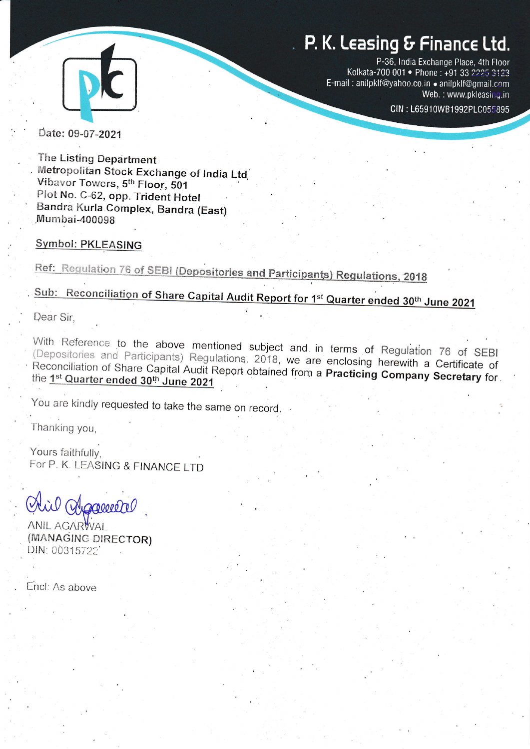# P. K. Leasing & Finance Ltd.

P-36, India Exchange Place, 4th Floor
Kolkata-700 001 • Phone : +91 33 2225 3123
E-mail : anilpklf@yahoo.co.in • anilpklf@gmail.com
Web. : www.pkleasing.in

CIN : L65910WB1992PLC055895

Date: 09-07-2021

The Listing Department
Metropolitan Stock Exchange of India Ltd
Vibavor Towers, 5th Floor, 501
Plot No. C-62, opp. Trident Hotel
Bandra Kurla Complex, Bandra (East)
Mumbai-400098

**Symbol: PKLEASING**

**Ref: Regulation 76 of SEBI (Depositories and Participants) Regulations, 2018**

**Sub: Reconciliation of Share Capital Audit Report for 1st Quarter ended 30th June 2021**

Dear Sir,

With Reference to the above mentioned subject and in terms of Regulation 76 of SEBI (Depositories and Participants) Regulations, 2018, we are enclosing herewith a Certificate of Reconciliation of Share Capital Audit Report obtained from a **Practicing Company Secretary** for the **1st Quarter ended 30th June 2021**

You are kindly requested to take the same on record.

Thanking you,

Yours faithfully,
For P. K. LEASING & FINANCE LTD

ANIL AGARWAL
**(MANAGING DIRECTOR)**
DIN: 00315722

Encl: As above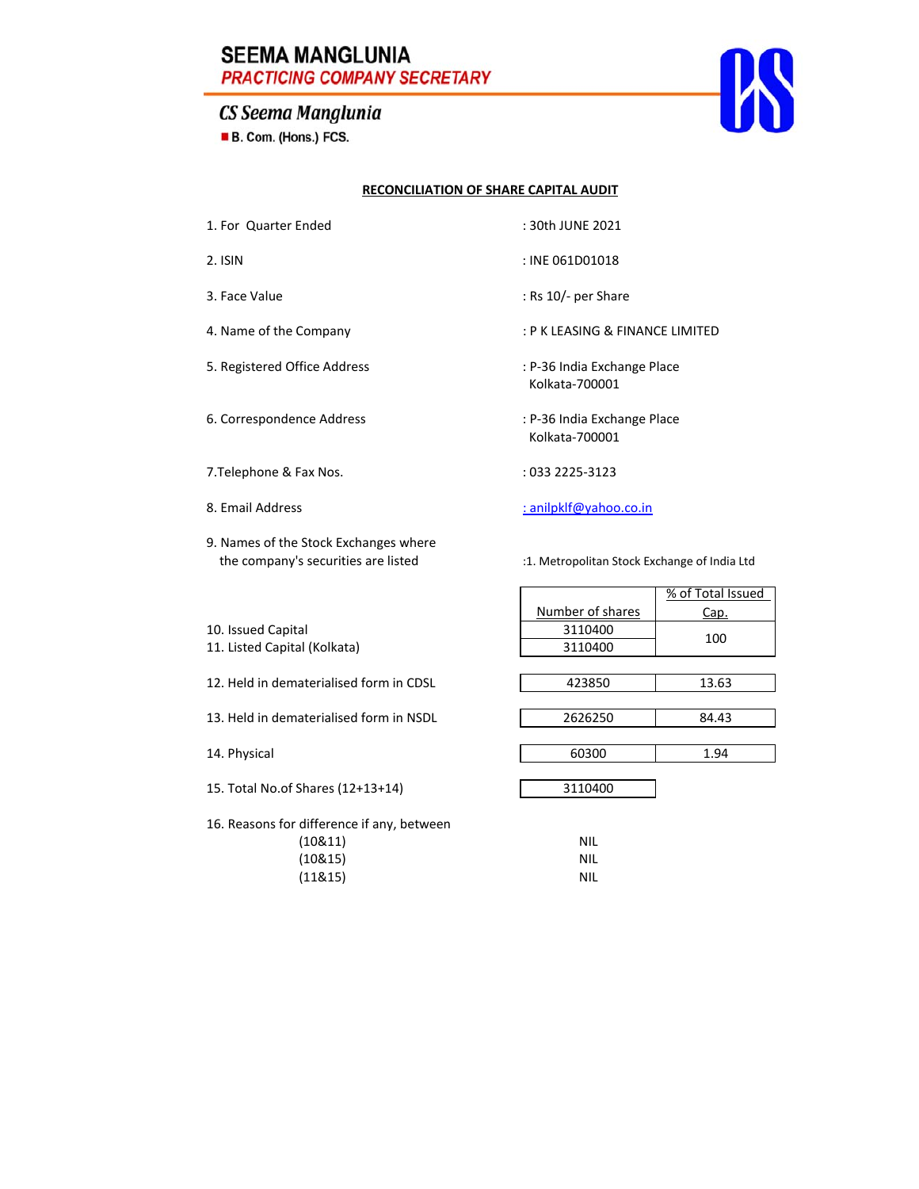**SEEMA MANGLUNIA**
***PRACTICING COMPANY SECRETARY***

***CS Seema Manglunia***
B. Com. (Hons.) FCS.

## RECONCILIATION OF SHARE CAPITAL AUDIT

| | |
|---|---|
| 1. For Quarter Ended | : 30th JUNE 2021 |
| 2. ISIN | : INE 061D01018 |
| 3. Face Value | : Rs 10/- per Share |
| 4. Name of the Company | : P K LEASING & FINANCE LIMITED |
| 5. Registered Office Address | : P-36 India Exchange Place Kolkata-700001 |
| 6. Correspondence Address | : P-36 India Exchange Place Kolkata-700001 |
| 7.Telephone & Fax Nos. | : 033 2225-3123 |
| 8. Email Address | : anilpklf@yahoo.co.in |
| 9. Names of the Stock Exchanges where the company's securities are listed | :1. Metropolitan Stock Exchange of India Ltd |

| | Number of shares | % of Total Issued Cap. |
|---|---|---|
| 10. Issued Capital | 3110400 | 100 |
| 11. Listed Capital (Kolkata) | 3110400 | |
| 12. Held in dematerialised form in CDSL | 423850 | 13.63 |
| 13. Held in dematerialised form in NSDL | 2626250 | 84.43 |
| 14. Physical | 60300 | 1.94 |
| 15. Total No.of Shares (12+13+14) | 3110400 | |

16. Reasons for difference if any, between

| | |
|---|---|
| (10&11) | NIL |
| (10&15) | NIL |
| (11&15) | NIL |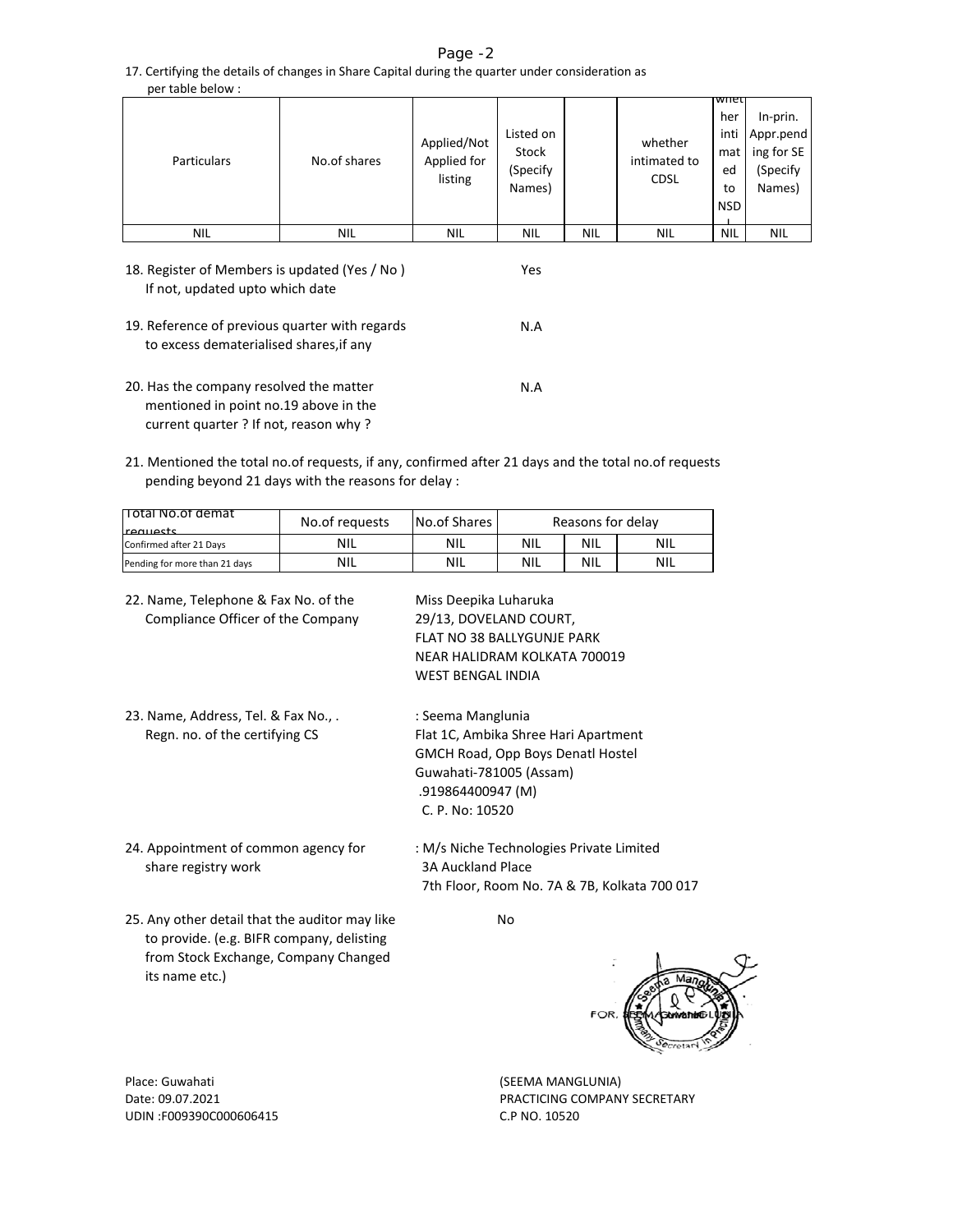17. Certifying the details of changes in Share Capital during the quarter under consideration as per table below :

| Particulars | No.of shares | Applied/Not Applied for listing | Listed on Stock (Specify Names) | | whether intimated to CDSL | whether intimated to NSDL | In-prin. Appr.pending for SE (Specify Names) |
|---|---|---|---|---|---|---|---|
| NIL | NIL | NIL | NIL | NIL | NIL | NIL | NIL |

18. Register of Members is updated (Yes / No ) If not, updated upto which date — Yes

19. Reference of previous quarter with regards to excess dematerialised shares,if any — N.A

20. Has the company resolved the matter mentioned in point no.19 above in the current quarter ? If not, reason why ? — N.A

21. Mentioned the total no.of requests, if any, confirmed after 21 days and the total no.of requests pending beyond 21 days with the reasons for delay :

| Total No.of demat requests | No.of requests | No.of Shares | Reasons for delay | | |
|---|---|---|---|---|---|
| Confirmed after 21 Days | NIL | NIL | NIL | NIL | NIL |
| Pending for more than 21 days | NIL | NIL | NIL | NIL | NIL |

22. Name, Telephone & Fax No. of the Compliance Officer of the Company

Miss Deepika Luharuka
29/13, DOVELAND COURT,
FLAT NO 38 BALLYGUNJE PARK
NEAR HALIDRAM KOLKATA 700019
WEST BENGAL INDIA

23. Name, Address, Tel. & Fax No., . Regn. no. of the certifying CS

: Seema Manglunia
Flat 1C, Ambika Shree Hari Apartment
GMCH Road, Opp Boys Denatl Hostel
Guwahati-781005 (Assam)
.919864400947 (M)
C. P. No: 10520

24. Appointment of common agency for share registry work

: M/s Niche Technologies Private Limited
3A Auckland Place
7th Floor, Room No. 7A & 7B, Kolkata 700 017

25. Any other detail that the auditor may like to provide. (e.g. BIFR company, delisting from Stock Exchange, Company Changed its name etc.) — No

FOR, SEEMA MANGLUNIA

Place: Guwahati
Date: 09.07.2021
UDIN :F009390C000606415

(SEEMA MANGLUNIA)
PRACTICING COMPANY SECRETARY
C.P NO. 10520